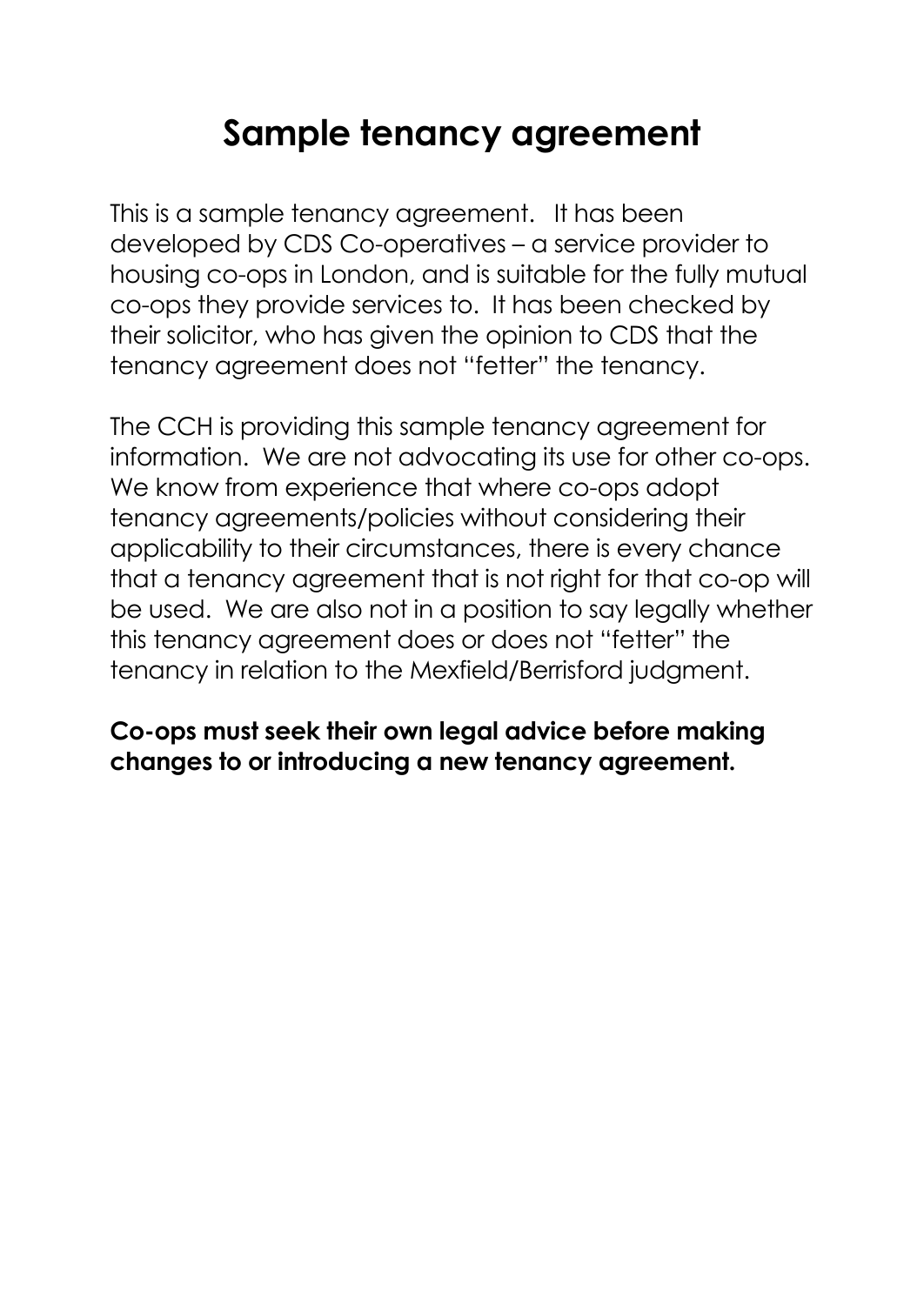# Sample tenancy agreement

This is a sample tenancy agreement. It has been developed by CDS Co-operatives – a service provider to housing co-ops in London, and is suitable for the fully mutual co-ops they provide services to. It has been checked by their solicitor, who has given the opinion to CDS that the tenancy agreement does not "fetter" the tenancy.

The CCH is providing this sample tenancy agreement for information. We are not advocating its use for other co-ops. We know from experience that where co-ops adopt tenancy agreements/policies without considering their applicability to their circumstances, there is every chance that a tenancy agreement that is not right for that co-op will be used. We are also not in a position to say legally whether this tenancy agreement does or does not "fetter" the tenancy in relation to the Mexfield/Berrisford judgment.

**Co-ops must seek their own legal advice before making changes to or introducing a new tenancy agreement.**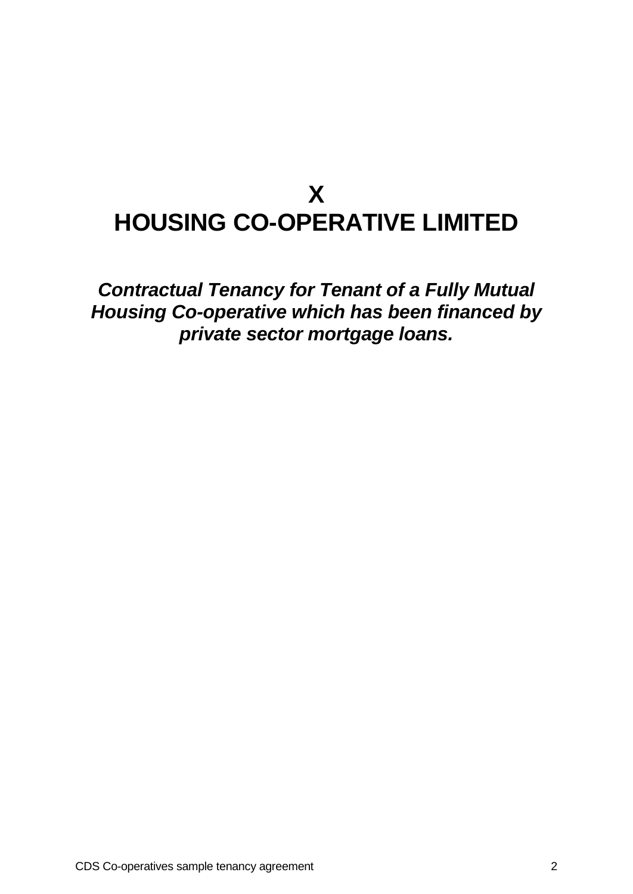# X
# HOUSING CO-OPERATIVE LIMITED

***Contractual Tenancy for Tenant of a Fully Mutual Housing Co-operative which has been financed by private sector mortgage loans.***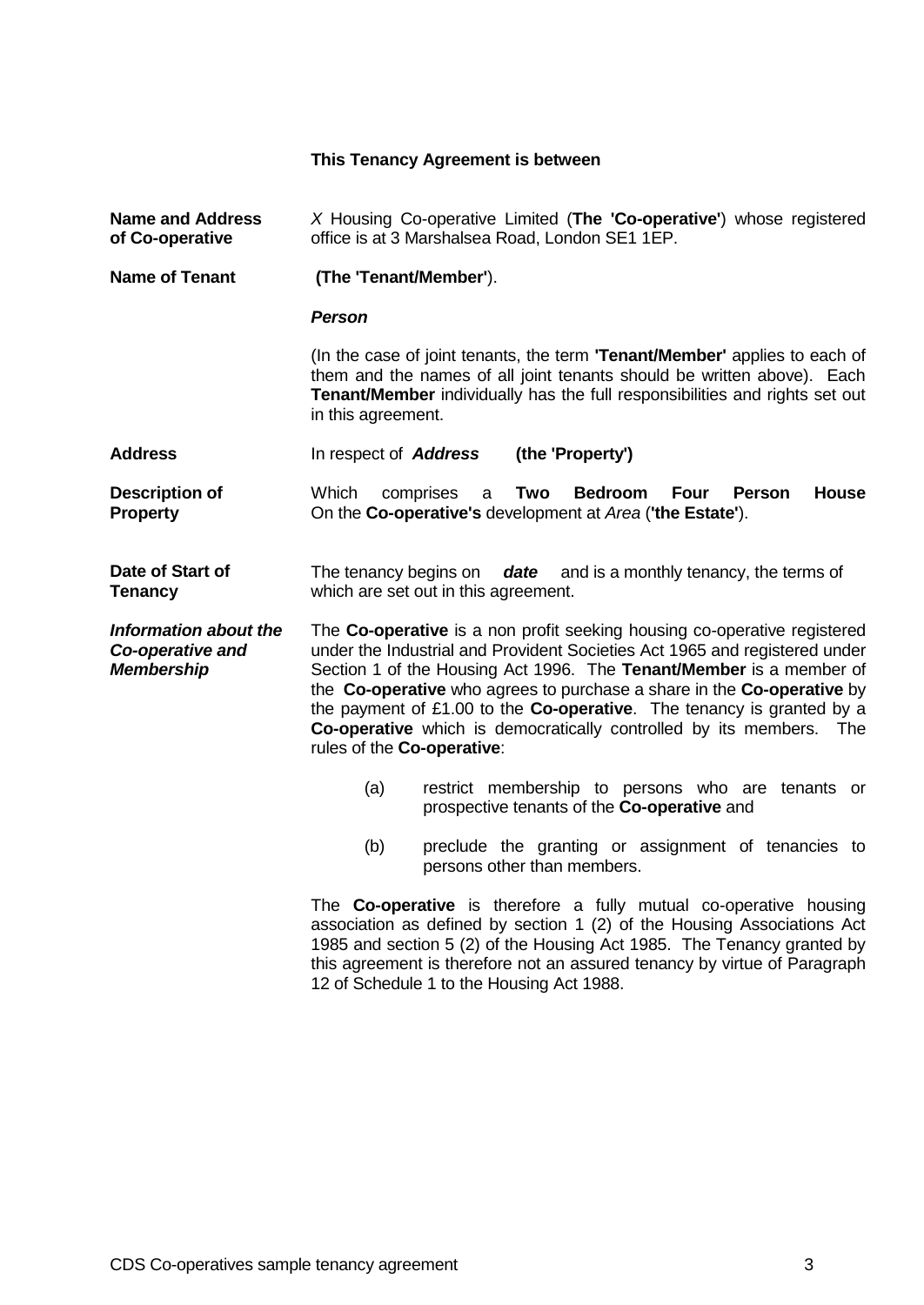**This Tenancy Agreement is between**

**Name and Address of Co-operative**

*X* Housing Co-operative Limited (**The 'Co-operative'**) whose registered office is at 3 Marshalsea Road, London SE1 1EP.

**Name of Tenant**

**(The 'Tenant/Member'**).

***Person***

(In the case of joint tenants, the term **'Tenant/Member'** applies to each of them and the names of all joint tenants should be written above). Each **Tenant/Member** individually has the full responsibilities and rights set out in this agreement.

**Address**

In respect of ***Address*** **(the 'Property')**

**Description of Property**

Which comprises a **Two Bedroom Four Person House** On the **Co-operative's** development at *Area* (**'the Estate'**).

**Date of Start of Tenancy**

The tenancy begins on ***date*** and is a monthly tenancy, the terms of which are set out in this agreement.

***Information about the Co-operative and Membership***

The **Co-operative** is a non profit seeking housing co-operative registered under the Industrial and Provident Societies Act 1965 and registered under Section 1 of the Housing Act 1996. The **Tenant/Member** is a member of the **Co-operative** who agrees to purchase a share in the **Co-operative** by the payment of £1.00 to the **Co-operative**. The tenancy is granted by a **Co-operative** which is democratically controlled by its members. The rules of the **Co-operative**:

(a) restrict membership to persons who are tenants or prospective tenants of the **Co-operative** and

(b) preclude the granting or assignment of tenancies to persons other than members.

The **Co-operative** is therefore a fully mutual co-operative housing association as defined by section 1 (2) of the Housing Associations Act 1985 and section 5 (2) of the Housing Act 1985. The Tenancy granted by this agreement is therefore not an assured tenancy by virtue of Paragraph 12 of Schedule 1 to the Housing Act 1988.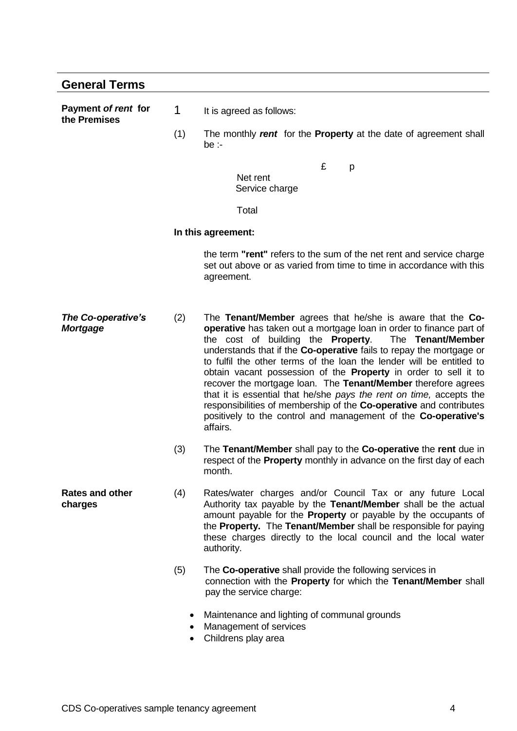## General Terms

**Payment *of rent* for the Premises**

1 It is agreed as follows:

(1) The monthly ***rent*** for the **Property** at the date of agreement shall be :-

| | £ | p |
|---|---|---|
| Net rent | | |
| Service charge | | |
| Total | | |

**In this agreement:**

the term **"rent"** refers to the sum of the net rent and service charge set out above or as varied from time to time in accordance with this agreement.

***The Co-operative's Mortgage***

(2) The **Tenant/Member** agrees that he/she is aware that the **Co-operative** has taken out a mortgage loan in order to finance part of the cost of building the **Property**. The **Tenant/Member** understands that if the **Co-operative** fails to repay the mortgage or to fulfil the other terms of the loan the lender will be entitled to obtain vacant possession of the **Property** in order to sell it to recover the mortgage loan. The **Tenant/Member** therefore agrees that it is essential that he/she *pays the rent on time,* accepts the responsibilities of membership of the **Co-operative** and contributes positively to the control and management of the **Co-operative's** affairs.

(3) The **Tenant/Member** shall pay to the **Co-operative** the **rent** due in respect of the **Property** monthly in advance on the first day of each month.

**Rates and other charges**

(4) Rates/water charges and/or Council Tax or any future Local Authority tax payable by the **Tenant/Member** shall be the actual amount payable for the **Property** or payable by the occupants of the **Property.** The **Tenant/Member** shall be responsible for paying these charges directly to the local council and the local water authority.

(5) The **Co-operative** shall provide the following services in connection with the **Property** for which the **Tenant/Member** shall pay the service charge:

- Maintenance and lighting of communal grounds
- Management of services
- Childrens play area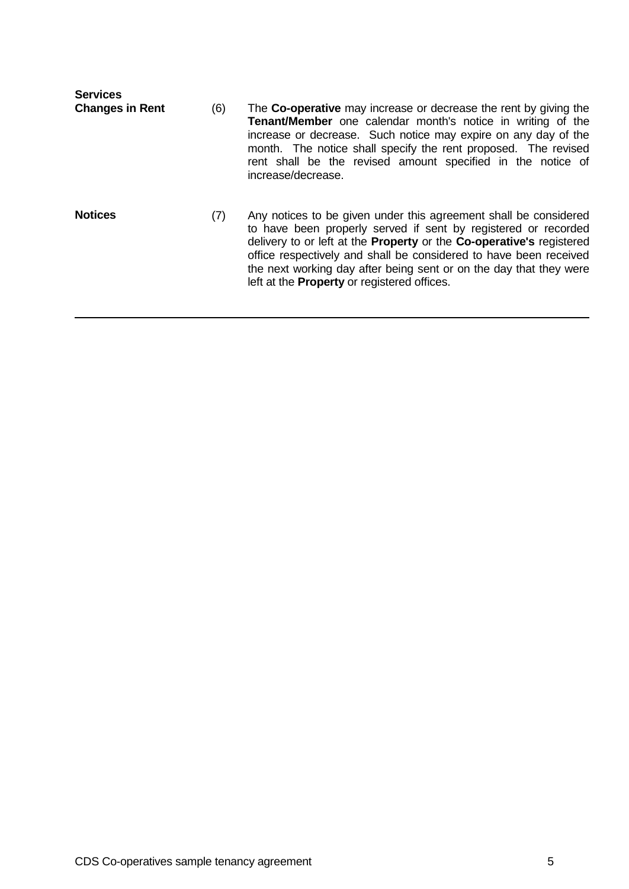**Services**

**Changes in Rent** (6) The **Co-operative** may increase or decrease the rent by giving the **Tenant/Member** one calendar month's notice in writing of the increase or decrease. Such notice may expire on any day of the month. The notice shall specify the rent proposed. The revised rent shall be the revised amount specified in the notice of increase/decrease.

**Notices** (7) Any notices to be given under this agreement shall be considered to have been properly served if sent by registered or recorded delivery to or left at the **Property** or the **Co-operative's** registered office respectively and shall be considered to have been received the next working day after being sent or on the day that they were left at the **Property** or registered offices.

---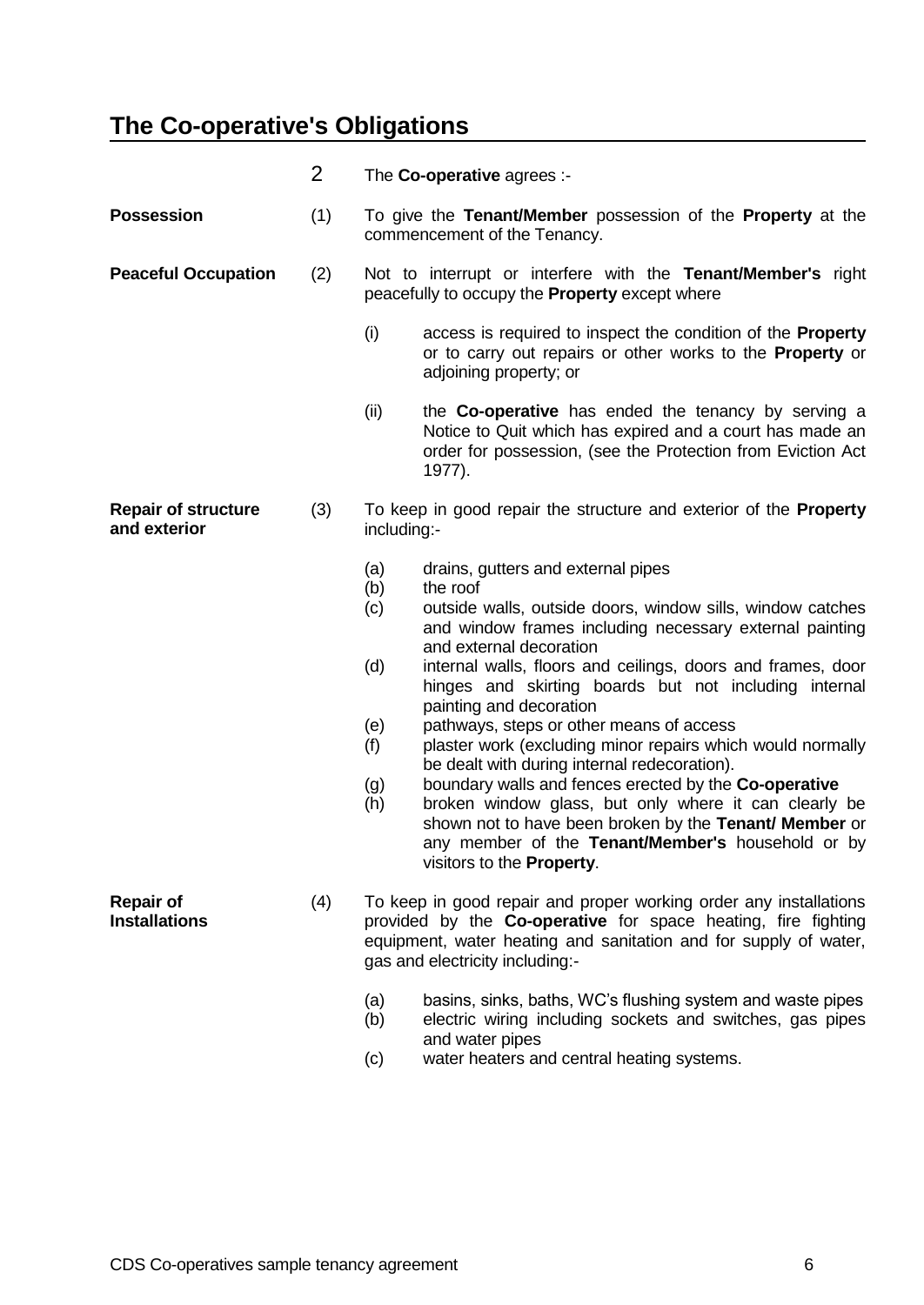## The Co-operative's Obligations

**2** The **Co-operative** agrees :-

**Possession**

(1) To give the **Tenant/Member** possession of the **Property** at the commencement of the Tenancy.

**Peaceful Occupation**

(2) Not to interrupt or interfere with the **Tenant/Member's** right peacefully to occupy the **Property** except where

- (i) access is required to inspect the condition of the **Property** or to carry out repairs or other works to the **Property** or adjoining property; or
- (ii) the **Co-operative** has ended the tenancy by serving a Notice to Quit which has expired and a court has made an order for possession, (see the Protection from Eviction Act 1977).

**Repair of structure and exterior**

(3) To keep in good repair the structure and exterior of the **Property** including:-

- (a) drains, gutters and external pipes
- (b) the roof
- (c) outside walls, outside doors, window sills, window catches and window frames including necessary external painting and external decoration
- (d) internal walls, floors and ceilings, doors and frames, door hinges and skirting boards but not including internal painting and decoration
- (e) pathways, steps or other means of access
- (f) plaster work (excluding minor repairs which would normally be dealt with during internal redecoration).
- (g) boundary walls and fences erected by the **Co-operative**
- (h) broken window glass, but only where it can clearly be shown not to have been broken by the **Tenant/ Member** or any member of the **Tenant/Member's** household or by visitors to the **Property**.

**Repair of Installations**

(4) To keep in good repair and proper working order any installations provided by the **Co-operative** for space heating, fire fighting equipment, water heating and sanitation and for supply of water, gas and electricity including:-

- (a) basins, sinks, baths, WC's flushing system and waste pipes
- (b) electric wiring including sockets and switches, gas pipes and water pipes
- (c) water heaters and central heating systems.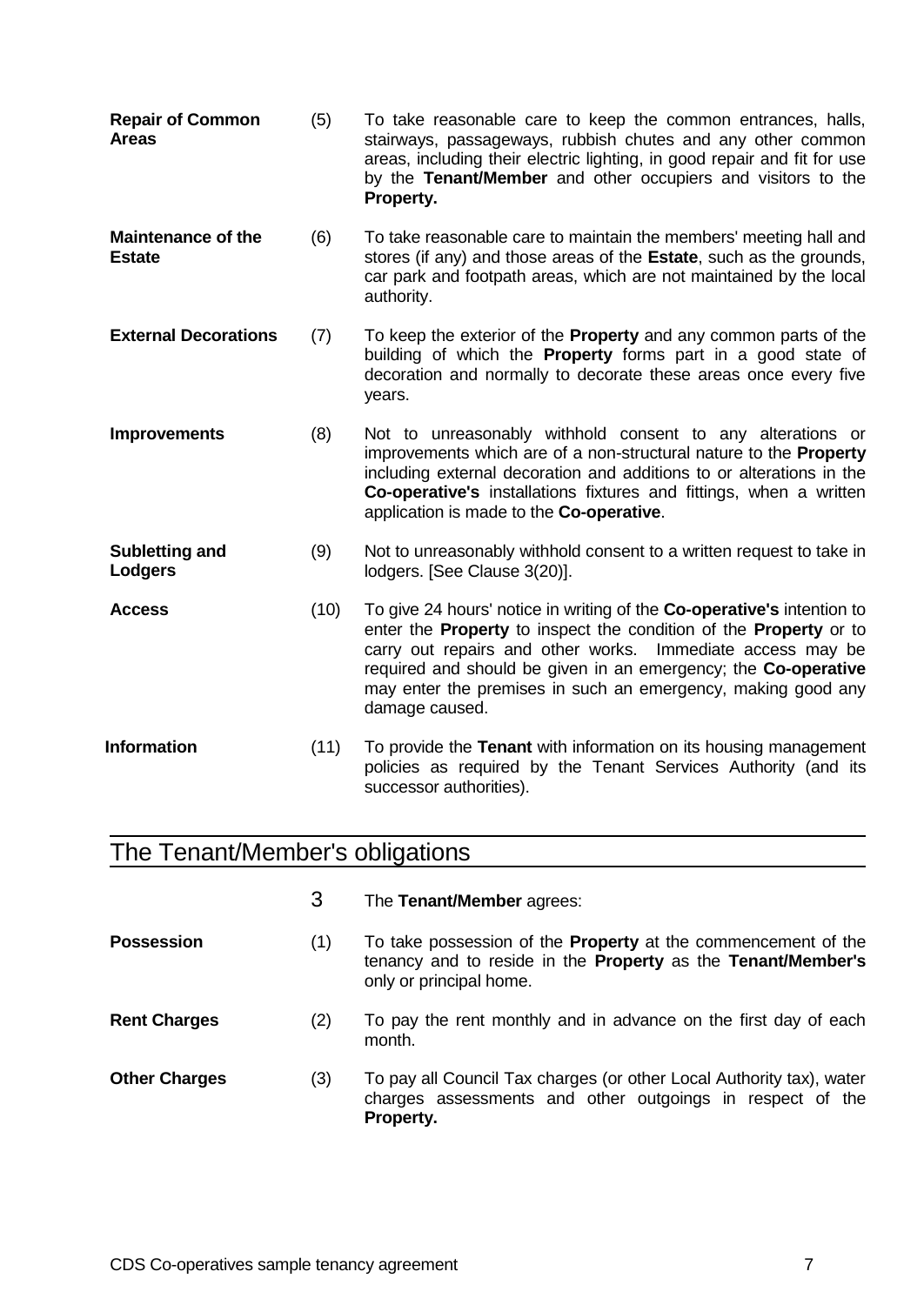**Repair of Common Areas** (5) To take reasonable care to keep the common entrances, halls, stairways, passageways, rubbish chutes and any other common areas, including their electric lighting, in good repair and fit for use by the **Tenant/Member** and other occupiers and visitors to the **Property.**

**Maintenance of the Estate** (6) To take reasonable care to maintain the members' meeting hall and stores (if any) and those areas of the **Estate**, such as the grounds, car park and footpath areas, which are not maintained by the local authority.

**External Decorations** (7) To keep the exterior of the **Property** and any common parts of the building of which the **Property** forms part in a good state of decoration and normally to decorate these areas once every five years.

**Improvements** (8) Not to unreasonably withhold consent to any alterations or improvements which are of a non-structural nature to the **Property** including external decoration and additions to or alterations in the **Co-operative's** installations fixtures and fittings, when a written application is made to the **Co-operative**.

**Subletting and Lodgers** (9) Not to unreasonably withhold consent to a written request to take in lodgers. [See Clause 3(20)].

**Access** (10) To give 24 hours' notice in writing of the **Co-operative's** intention to enter the **Property** to inspect the condition of the **Property** or to carry out repairs and other works. Immediate access may be required and should be given in an emergency; the **Co-operative** may enter the premises in such an emergency, making good any damage caused.

**Information** (11) To provide the **Tenant** with information on its housing management policies as required by the Tenant Services Authority (and its successor authorities).

## The Tenant/Member's obligations

3 The **Tenant/Member** agrees:

**Possession** (1) To take possession of the **Property** at the commencement of the tenancy and to reside in the **Property** as the **Tenant/Member's** only or principal home.

**Rent Charges** (2) To pay the rent monthly and in advance on the first day of each month.

**Other Charges** (3) To pay all Council Tax charges (or other Local Authority tax), water charges assessments and other outgoings in respect of the **Property.**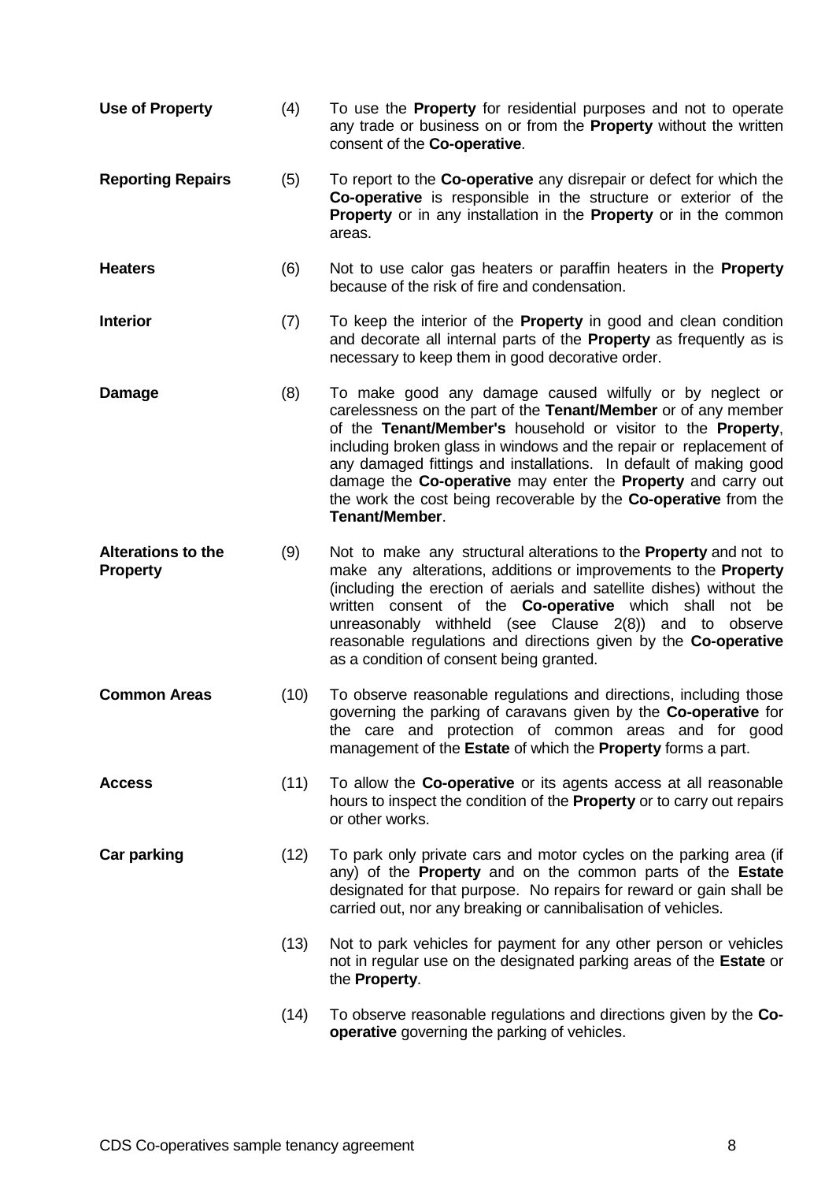**Use of Property** (4) To use the **Property** for residential purposes and not to operate any trade or business on or from the **Property** without the written consent of the **Co-operative**.

**Reporting Repairs** (5) To report to the **Co-operative** any disrepair or defect for which the **Co-operative** is responsible in the structure or exterior of the **Property** or in any installation in the **Property** or in the common areas.

**Heaters** (6) Not to use calor gas heaters or paraffin heaters in the **Property** because of the risk of fire and condensation.

**Interior** (7) To keep the interior of the **Property** in good and clean condition and decorate all internal parts of the **Property** as frequently as is necessary to keep them in good decorative order.

**Damage** (8) To make good any damage caused wilfully or by neglect or carelessness on the part of the **Tenant/Member** or of any member of the **Tenant/Member's** household or visitor to the **Property**, including broken glass in windows and the repair or replacement of any damaged fittings and installations. In default of making good damage the **Co-operative** may enter the **Property** and carry out the work the cost being recoverable by the **Co-operative** from the **Tenant/Member**.

**Alterations to the Property** (9) Not to make any structural alterations to the **Property** and not to make any alterations, additions or improvements to the **Property** (including the erection of aerials and satellite dishes) without the written consent of the **Co-operative** which shall not be unreasonably withheld (see Clause 2(8)) and to observe reasonable regulations and directions given by the **Co-operative** as a condition of consent being granted.

**Common Areas** (10) To observe reasonable regulations and directions, including those governing the parking of caravans given by the **Co-operative** for the care and protection of common areas and for good management of the **Estate** of which the **Property** forms a part.

**Access** (11) To allow the **Co-operative** or its agents access at all reasonable hours to inspect the condition of the **Property** or to carry out repairs or other works.

**Car parking** (12) To park only private cars and motor cycles on the parking area (if any) of the **Property** and on the common parts of the **Estate** designated for that purpose. No repairs for reward or gain shall be carried out, nor any breaking or cannibalisation of vehicles.

(13) Not to park vehicles for payment for any other person or vehicles not in regular use on the designated parking areas of the **Estate** or the **Property**.

(14) To observe reasonable regulations and directions given by the **Co-operative** governing the parking of vehicles.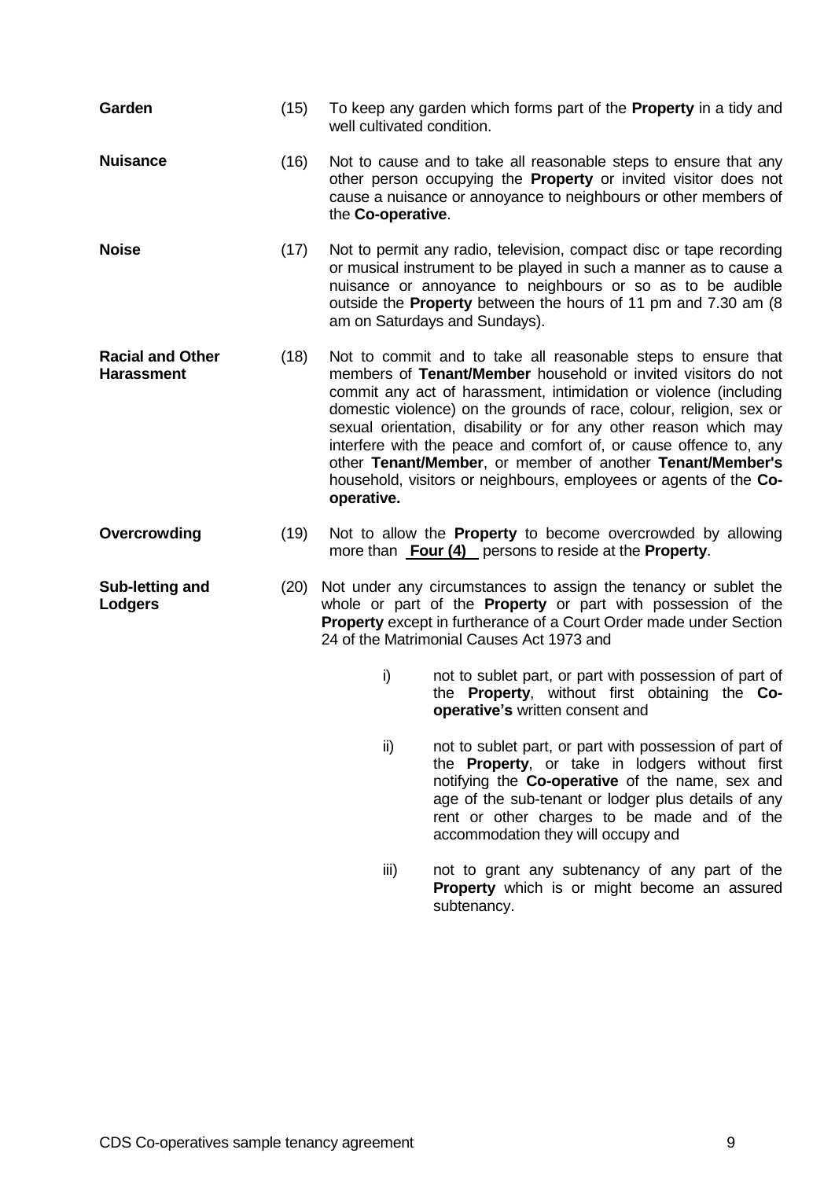**Garden** (15) To keep any garden which forms part of the **Property** in a tidy and well cultivated condition.

**Nuisance** (16) Not to cause and to take all reasonable steps to ensure that any other person occupying the **Property** or invited visitor does not cause a nuisance or annoyance to neighbours or other members of the **Co-operative**.

**Noise** (17) Not to permit any radio, television, compact disc or tape recording or musical instrument to be played in such a manner as to cause a nuisance or annoyance to neighbours or so as to be audible outside the **Property** between the hours of 11 pm and 7.30 am (8 am on Saturdays and Sundays).

**Racial and Other Harassment** (18) Not to commit and to take all reasonable steps to ensure that members of **Tenant/Member** household or invited visitors do not commit any act of harassment, intimidation or violence (including domestic violence) on the grounds of race, colour, religion, sex or sexual orientation, disability or for any other reason which may interfere with the peace and comfort of, or cause offence to, any other **Tenant/Member**, or member of another **Tenant/Member's** household, visitors or neighbours, employees or agents of the **Co-operative.**

**Overcrowding** (19) Not to allow the **Property** to become overcrowded by allowing more than **Four (4)** persons to reside at the **Property**.

**Sub-letting and Lodgers** (20) Not under any circumstances to assign the tenancy or sublet the whole or part of the **Property** or part with possession of the **Property** except in furtherance of a Court Order made under Section 24 of the Matrimonial Causes Act 1973 and

i) not to sublet part, or part with possession of part of the **Property**, without first obtaining the **Co-operative's** written consent and

ii) not to sublet part, or part with possession of part of the **Property**, or take in lodgers without first notifying the **Co-operative** of the name, sex and age of the sub-tenant or lodger plus details of any rent or other charges to be made and of the accommodation they will occupy and

iii) not to grant any subtenancy of any part of the **Property** which is or might become an assured subtenancy.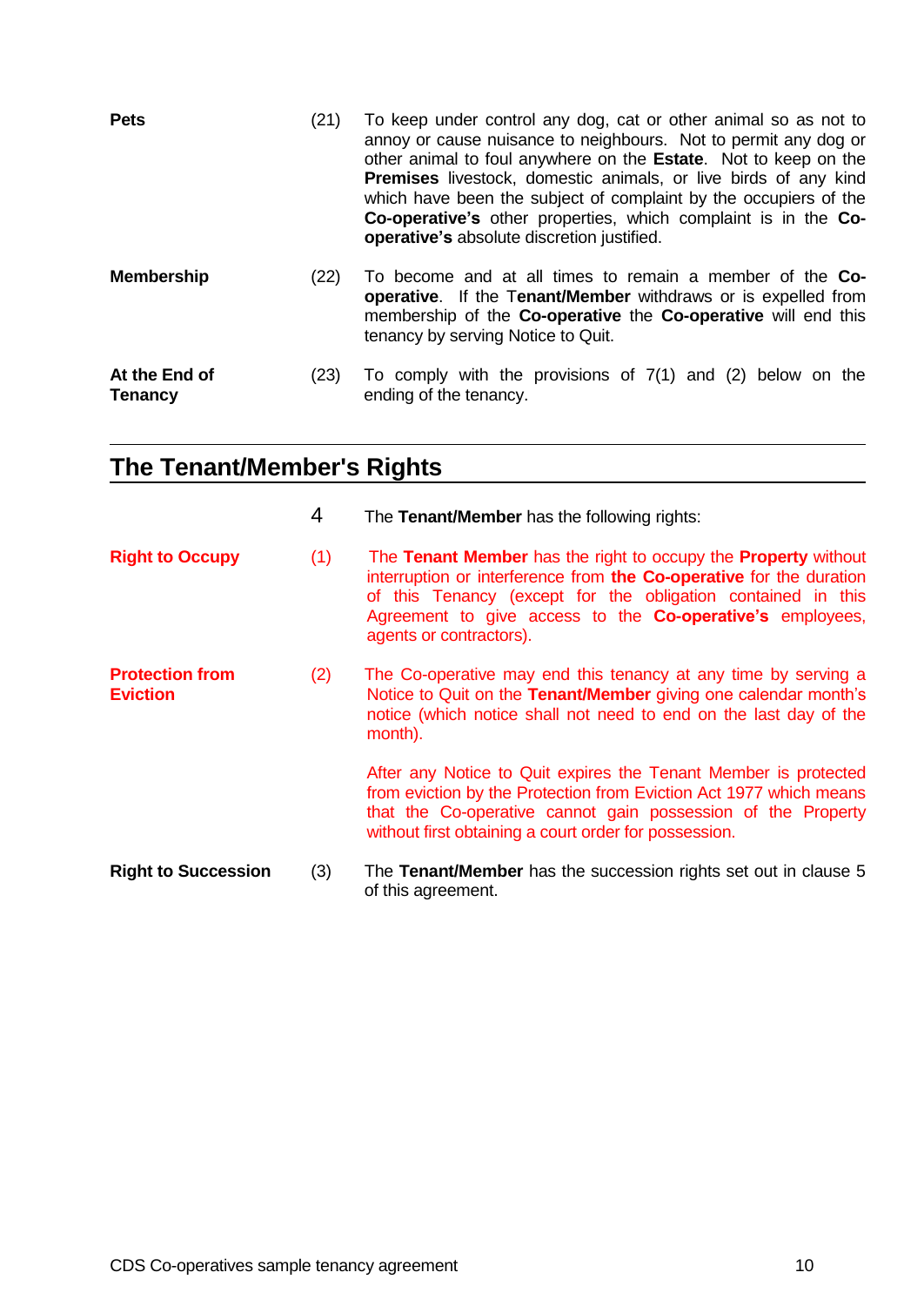**Pets** (21) To keep under control any dog, cat or other animal so as not to annoy or cause nuisance to neighbours. Not to permit any dog or other animal to foul anywhere on the **Estate**. Not to keep on the **Premises** livestock, domestic animals, or live birds of any kind which have been the subject of complaint by the occupiers of the **Co-operative's** other properties, which complaint is in the **Co-operative's** absolute discretion justified.

**Membership** (22) To become and at all times to remain a member of the **Co-operative**. If the T**enant/Member** withdraws or is expelled from membership of the **Co-operative** the **Co-operative** will end this tenancy by serving Notice to Quit.

**At the End of Tenancy** (23) To comply with the provisions of 7(1) and (2) below on the ending of the tenancy.

## The Tenant/Member's Rights

4 The **Tenant/Member** has the following rights:

**Right to Occupy** (1) The **Tenant Member** has the right to occupy the **Property** without interruption or interference from **the Co-operative** for the duration of this Tenancy (except for the obligation contained in this Agreement to give access to the **Co-operative's** employees, agents or contractors).

**Protection from Eviction** (2) The Co-operative may end this tenancy at any time by serving a Notice to Quit on the **Tenant/Member** giving one calendar month's notice (which notice shall not need to end on the last day of the month).

After any Notice to Quit expires the Tenant Member is protected from eviction by the Protection from Eviction Act 1977 which means that the Co-operative cannot gain possession of the Property without first obtaining a court order for possession.

**Right to Succession** (3) The **Tenant/Member** has the succession rights set out in clause 5 of this agreement.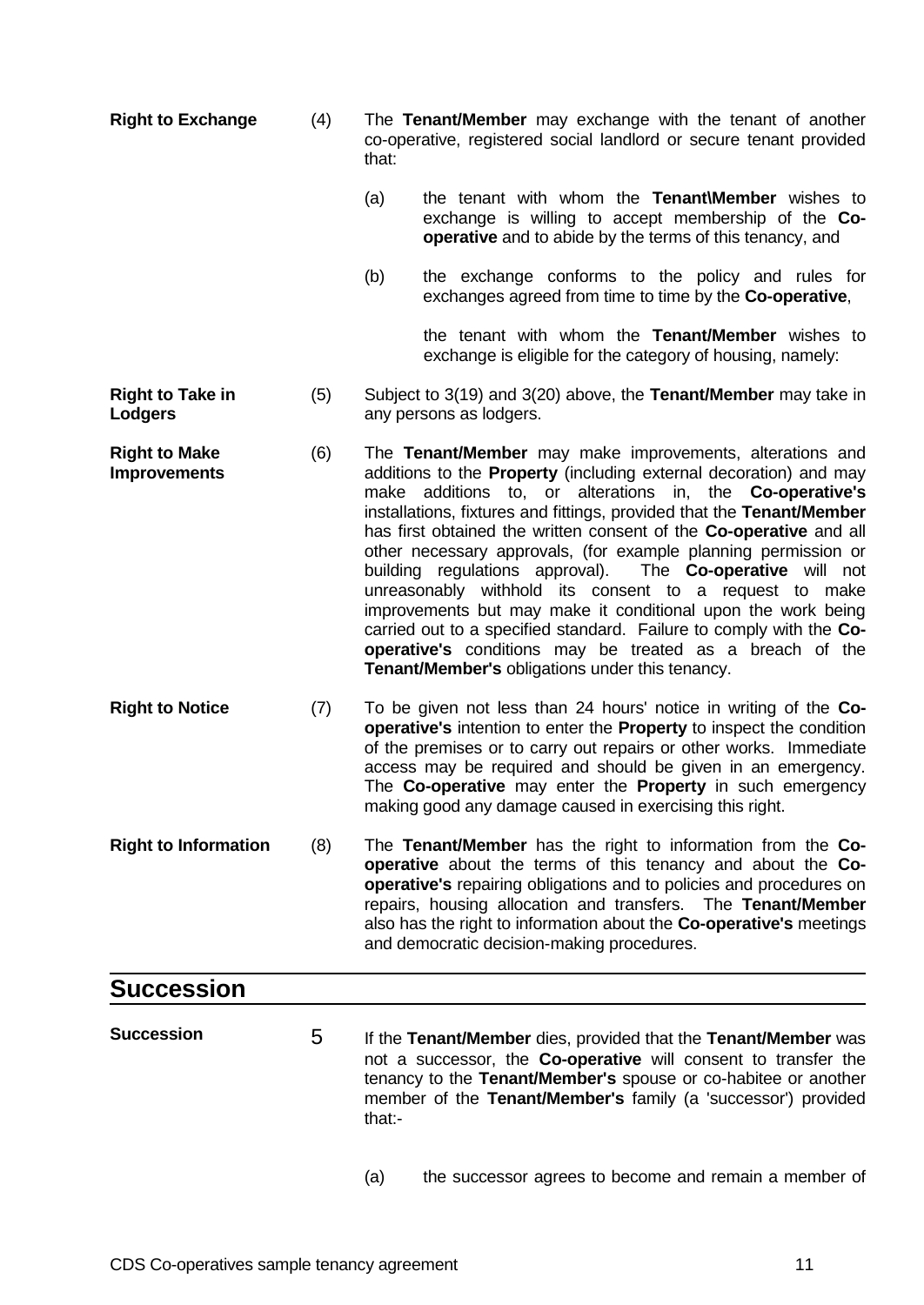**Right to Exchange** (4) The **Tenant/Member** may exchange with the tenant of another co-operative, registered social landlord or secure tenant provided that:

(a) the tenant with whom the **Tenant\Member** wishes to exchange is willing to accept membership of the **Co-operative** and to abide by the terms of this tenancy, and

(b) the exchange conforms to the policy and rules for exchanges agreed from time to time by the **Co-operative**,

the tenant with whom the **Tenant/Member** wishes to exchange is eligible for the category of housing, namely:

**Right to Take in Lodgers** (5) Subject to 3(19) and 3(20) above, the **Tenant/Member** may take in any persons as lodgers.

**Right to Make Improvements** (6) The **Tenant/Member** may make improvements, alterations and additions to the **Property** (including external decoration) and may make additions to, or alterations in, the **Co-operative's** installations, fixtures and fittings, provided that the **Tenant/Member** has first obtained the written consent of the **Co-operative** and all other necessary approvals, (for example planning permission or building regulations approval). The **Co-operative** will not unreasonably withhold its consent to a request to make improvements but may make it conditional upon the work being carried out to a specified standard. Failure to comply with the **Co-operative's** conditions may be treated as a breach of the **Tenant/Member's** obligations under this tenancy.

**Right to Notice** (7) To be given not less than 24 hours' notice in writing of the **Co-operative's** intention to enter the **Property** to inspect the condition of the premises or to carry out repairs or other works. Immediate access may be required and should be given in an emergency. The **Co-operative** may enter the **Property** in such emergency making good any damage caused in exercising this right.

**Right to Information** (8) The **Tenant/Member** has the right to information from the **Co-operative** about the terms of this tenancy and about the **Co-operative's** repairing obligations and to policies and procedures on repairs, housing allocation and transfers. The **Tenant/Member** also has the right to information about the **Co-operative's** meetings and democratic decision-making procedures.

## Succession

**Succession** 5 If the **Tenant/Member** dies, provided that the **Tenant/Member** was not a successor, the **Co-operative** will consent to transfer the tenancy to the **Tenant/Member's** spouse or co-habitee or another member of the **Tenant/Member's** family (a 'successor') provided that:-

(a) the successor agrees to become and remain a member of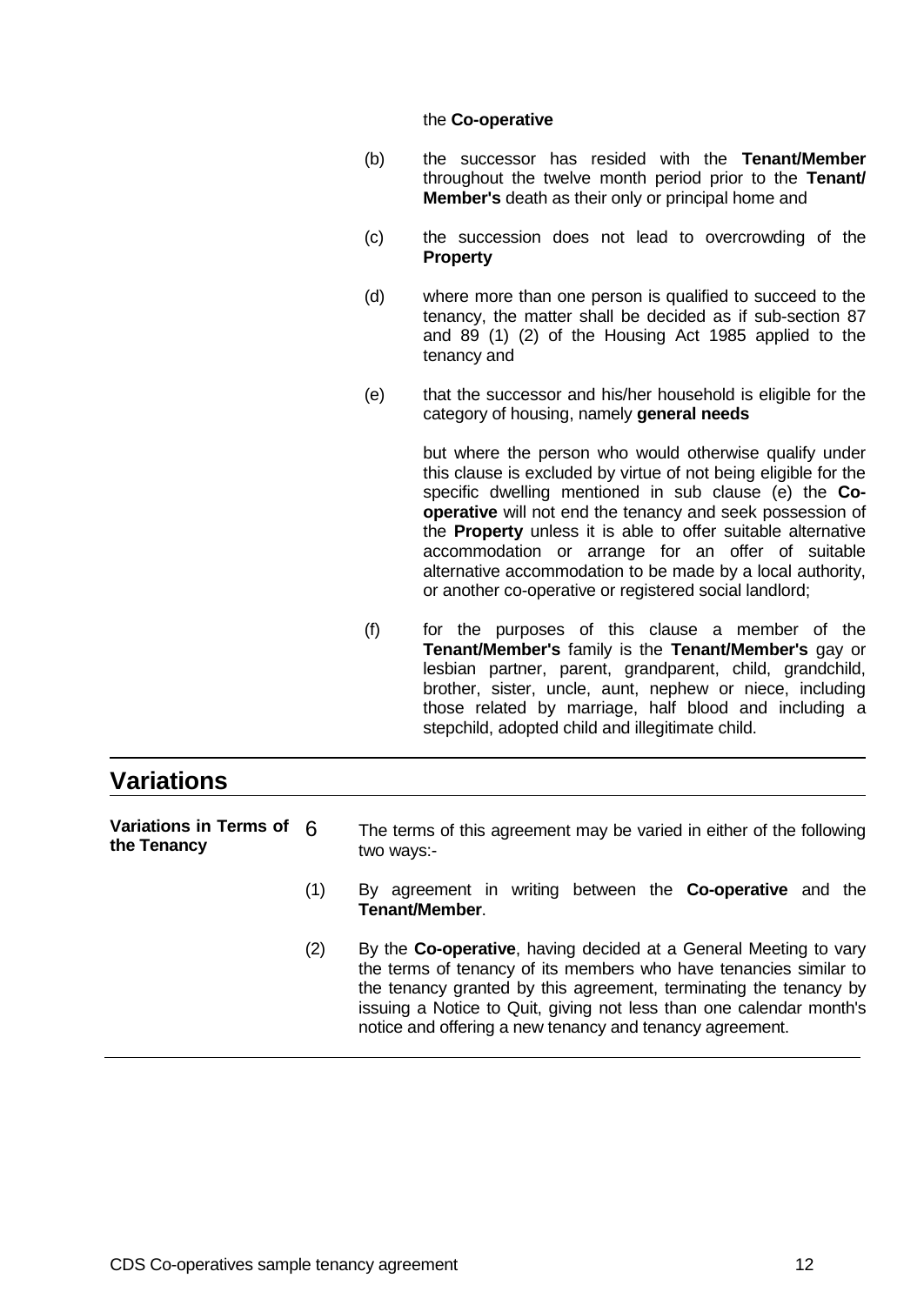the **Co-operative**

(b) the successor has resided with the **Tenant/Member** throughout the twelve month period prior to the **Tenant/ Member's** death as their only or principal home and

(c) the succession does not lead to overcrowding of the **Property**

(d) where more than one person is qualified to succeed to the tenancy, the matter shall be decided as if sub-section 87 and 89 (1) (2) of the Housing Act 1985 applied to the tenancy and

(e) that the successor and his/her household is eligible for the category of housing, namely **general needs**

but where the person who would otherwise qualify under this clause is excluded by virtue of not being eligible for the specific dwelling mentioned in sub clause (e) the **Co-operative** will not end the tenancy and seek possession of the **Property** unless it is able to offer suitable alternative accommodation or arrange for an offer of suitable alternative accommodation to be made by a local authority, or another co-operative or registered social landlord;

(f) for the purposes of this clause a member of the **Tenant/Member's** family is the **Tenant/Member's** gay or lesbian partner, parent, grandparent, child, grandchild, brother, sister, uncle, aunt, nephew or niece, including those related by marriage, half blood and including a stepchild, adopted child and illegitimate child.

## Variations

**Variations in Terms of the Tenancy**

6 The terms of this agreement may be varied in either of the following two ways:-

(1) By agreement in writing between the **Co-operative** and the **Tenant/Member**.

(2) By the **Co-operative**, having decided at a General Meeting to vary the terms of tenancy of its members who have tenancies similar to the tenancy granted by this agreement, terminating the tenancy by issuing a Notice to Quit, giving not less than one calendar month's notice and offering a new tenancy and tenancy agreement.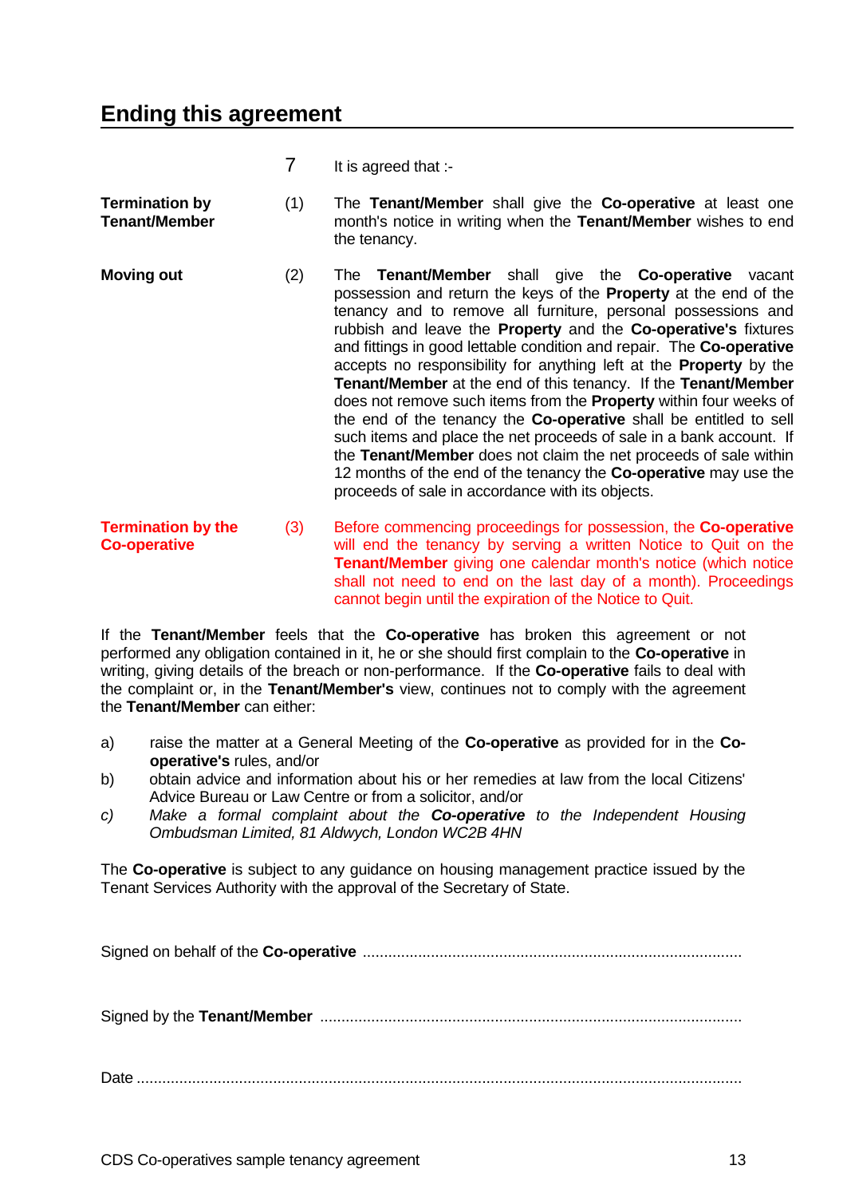## Ending this agreement

7 It is agreed that :-

**Termination by Tenant/Member**

(1) The **Tenant/Member** shall give the **Co-operative** at least one month's notice in writing when the **Tenant/Member** wishes to end the tenancy.

**Moving out**

(2) The **Tenant/Member** shall give the **Co-operative** vacant possession and return the keys of the **Property** at the end of the tenancy and to remove all furniture, personal possessions and rubbish and leave the **Property** and the **Co-operative's** fixtures and fittings in good lettable condition and repair. The **Co-operative** accepts no responsibility for anything left at the **Property** by the **Tenant/Member** at the end of this tenancy. If the **Tenant/Member** does not remove such items from the **Property** within four weeks of the end of the tenancy the **Co-operative** shall be entitled to sell such items and place the net proceeds of sale in a bank account. If the **Tenant/Member** does not claim the net proceeds of sale within 12 months of the end of the tenancy the **Co-operative** may use the proceeds of sale in accordance with its objects.

**Termination by the Co-operative**

(3) Before commencing proceedings for possession, the **Co-operative** will end the tenancy by serving a written Notice to Quit on the **Tenant/Member** giving one calendar month's notice (which notice shall not need to end on the last day of a month). Proceedings cannot begin until the expiration of the Notice to Quit.

If the **Tenant/Member** feels that the **Co-operative** has broken this agreement or not performed any obligation contained in it, he or she should first complain to the **Co-operative** in writing, giving details of the breach or non-performance. If the **Co-operative** fails to deal with the complaint or, in the **Tenant/Member's** view, continues not to comply with the agreement the **Tenant/Member** can either:

a) raise the matter at a General Meeting of the **Co-operative** as provided for in the **Co-operative's** rules, and/or
b) obtain advice and information about his or her remedies at law from the local Citizens' Advice Bureau or Law Centre or from a solicitor, and/or
c) *Make a formal complaint about the **Co-operative** to the Independent Housing Ombudsman Limited, 81 Aldwych, London WC2B 4HN*

The **Co-operative** is subject to any guidance on housing management practice issued by the Tenant Services Authority with the approval of the Secretary of State.

Signed on behalf of the **Co-operative** ........................................................................................

Signed by the **Tenant/Member** ..................................................................................................

Date ..............................................................................................................................................